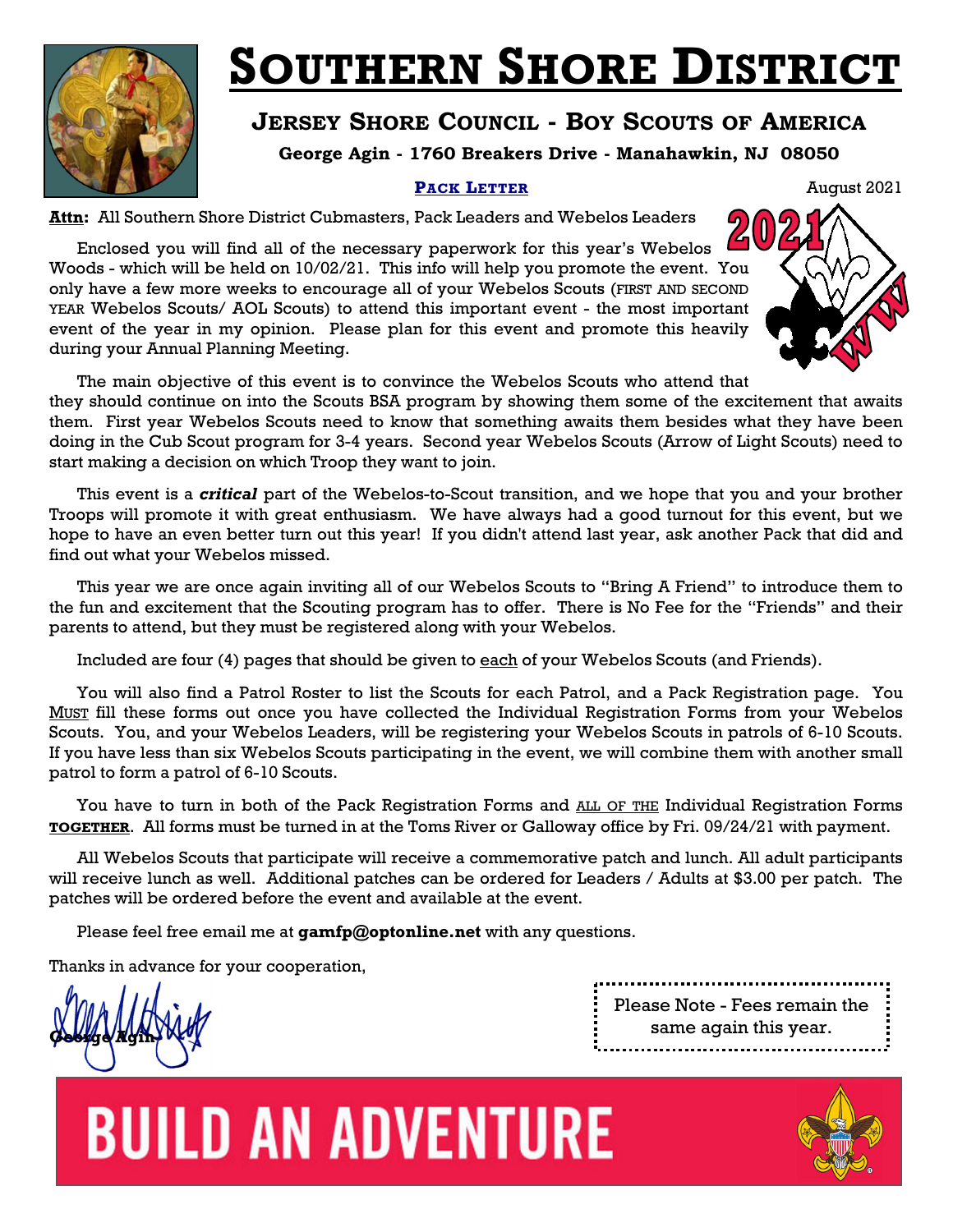# SOUTHERN SHORE DISTRICT

## JERSEY SHORE COUNCIL - BOY SCOUTS OF AMERICA

**George Agin - 1760 Breakers Drive - Manahawkin, NJ 08050**

**PACK LETTER**

August 2021

**Attn:** All Southern Shore District Cubmasters, Pack Leaders and Webelos Leaders

Enclosed you will find all of the necessary paperwork for this year's Webelos Woods - which will be held on 10/02/21. This info will help you promote the event. You only have a few more weeks to encourage all of your Webelos Scouts (FIRST AND SECOND YEAR Webelos Scouts/ AOL Scouts) to attend this important event - the most important event of the year in my opinion. Please plan for this event and promote this heavily during your Annual Planning Meeting.

The main objective of this event is to convince the Webelos Scouts who attend that they should continue on into the Scouts BSA program by showing them some of the excitement that awaits them. First year Webelos Scouts need to know that something awaits them besides what they have been doing in the Cub Scout program for 3-4 years. Second year Webelos Scouts (Arrow of Light Scouts) need to start making a decision on which Troop they want to join.

This event is a ***critical*** part of the Webelos-to-Scout transition, and we hope that you and your brother Troops will promote it with great enthusiasm. We have always had a good turnout for this event, but we hope to have an even better turn out this year! If you didn't attend last year, ask another Pack that did and find out what your Webelos missed.

This year we are once again inviting all of our Webelos Scouts to "Bring A Friend" to introduce them to the fun and excitement that the Scouting program has to offer. There is No Fee for the "Friends" and their parents to attend, but they must be registered along with your Webelos.

Included are four (4) pages that should be given to each of your Webelos Scouts (and Friends).

You will also find a Patrol Roster to list the Scouts for each Patrol, and a Pack Registration page. You MUST fill these forms out once you have collected the Individual Registration Forms from your Webelos Scouts. You, and your Webelos Leaders, will be registering your Webelos Scouts in patrols of 6-10 Scouts. If you have less than six Webelos Scouts participating in the event, we will combine them with another small patrol to form a patrol of 6-10 Scouts.

You have to turn in both of the Pack Registration Forms and ALL OF THE Individual Registration Forms **TOGETHER**. All forms must be turned in at the Toms River or Galloway office by Fri. 09/24/21 with payment.

All Webelos Scouts that participate will receive a commemorative patch and lunch. All adult participants will receive lunch as well. Additional patches can be ordered for Leaders / Adults at $3.00 per patch. The patches will be ordered before the event and available at the event.

Please feel free email me at **gamfp@optonline.net** with any questions.

Thanks in advance for your cooperation,

George Agin

Please Note - Fees remain the same again this year.

BUILD AN ADVENTURE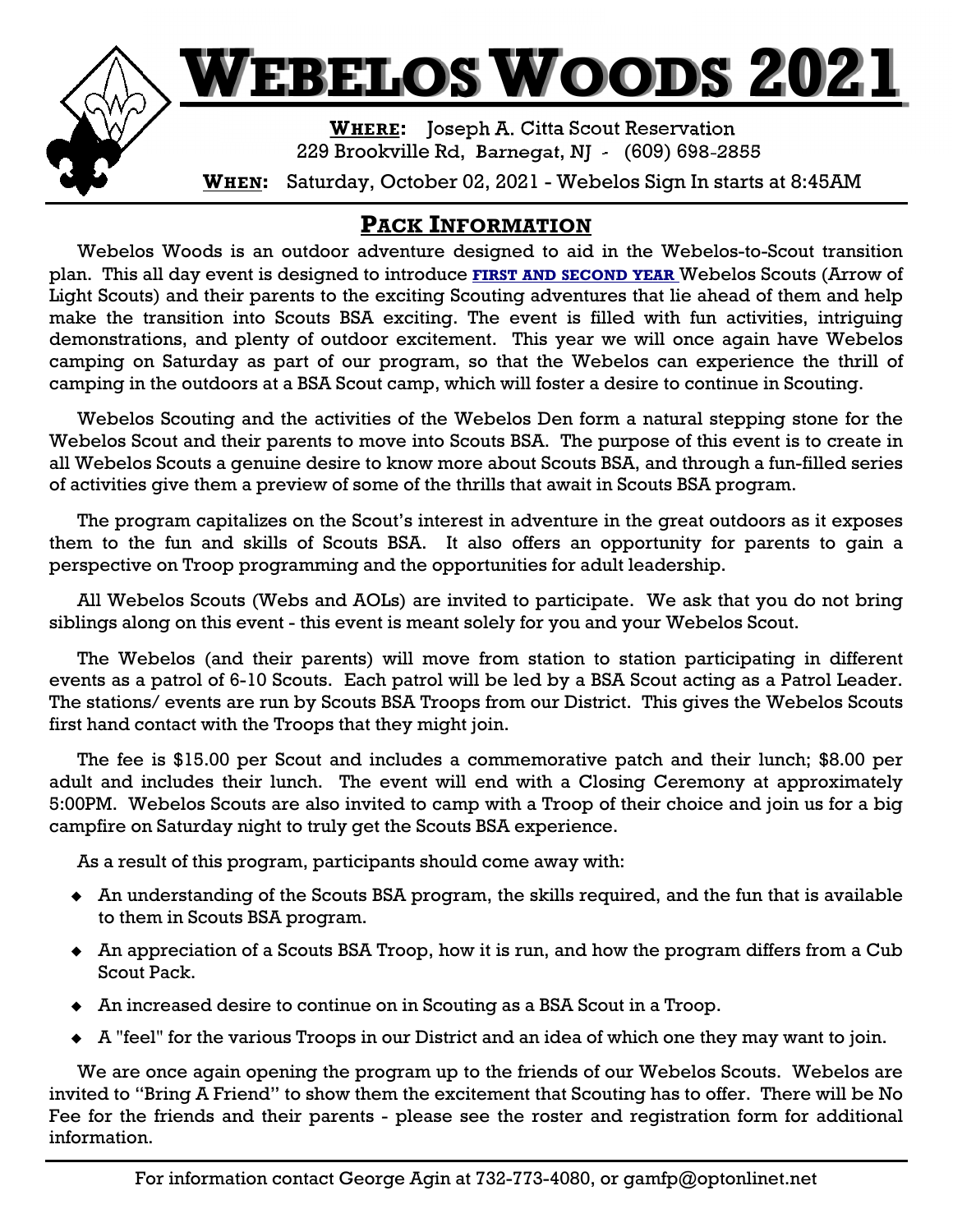# WEBELOS WOODS 2021

**WHERE:** Joseph A. Citta Scout Reservation
229 Brookville Rd, Barnegat, NJ - (609) 698-2855

**WHEN:** Saturday, October 02, 2021 - Webelos Sign In starts at 8:45AM

## PACK INFORMATION

Webelos Woods is an outdoor adventure designed to aid in the Webelos-to-Scout transition plan. This all day event is designed to introduce **FIRST AND SECOND YEAR** Webelos Scouts (Arrow of Light Scouts) and their parents to the exciting Scouting adventures that lie ahead of them and help make the transition into Scouts BSA exciting. The event is filled with fun activities, intriguing demonstrations, and plenty of outdoor excitement. This year we will once again have Webelos camping on Saturday as part of our program, so that the Webelos can experience the thrill of camping in the outdoors at a BSA Scout camp, which will foster a desire to continue in Scouting.

Webelos Scouting and the activities of the Webelos Den form a natural stepping stone for the Webelos Scout and their parents to move into Scouts BSA. The purpose of this event is to create in all Webelos Scouts a genuine desire to know more about Scouts BSA, and through a fun-filled series of activities give them a preview of some of the thrills that await in Scouts BSA program.

The program capitalizes on the Scout's interest in adventure in the great outdoors as it exposes them to the fun and skills of Scouts BSA. It also offers an opportunity for parents to gain a perspective on Troop programming and the opportunities for adult leadership.

All Webelos Scouts (Webs and AOLs) are invited to participate. We ask that you do not bring siblings along on this event - this event is meant solely for you and your Webelos Scout.

The Webelos (and their parents) will move from station to station participating in different events as a patrol of 6-10 Scouts. Each patrol will be led by a BSA Scout acting as a Patrol Leader. The stations/ events are run by Scouts BSA Troops from our District. This gives the Webelos Scouts first hand contact with the Troops that they might join.

The fee is $15.00 per Scout and includes a commemorative patch and their lunch; $8.00 per adult and includes their lunch. The event will end with a Closing Ceremony at approximately 5:00PM. Webelos Scouts are also invited to camp with a Troop of their choice and join us for a big campfire on Saturday night to truly get the Scouts BSA experience.

As a result of this program, participants should come away with:

- An understanding of the Scouts BSA program, the skills required, and the fun that is available to them in Scouts BSA program.
- An appreciation of a Scouts BSA Troop, how it is run, and how the program differs from a Cub Scout Pack.
- An increased desire to continue on in Scouting as a BSA Scout in a Troop.
- A "feel" for the various Troops in our District and an idea of which one they may want to join.

We are once again opening the program up to the friends of our Webelos Scouts. Webelos are invited to "Bring A Friend" to show them the excitement that Scouting has to offer. There will be No Fee for the friends and their parents - please see the roster and registration form for additional information.

For information contact George Agin at 732-773-4080, or gamfp@optonlinet.net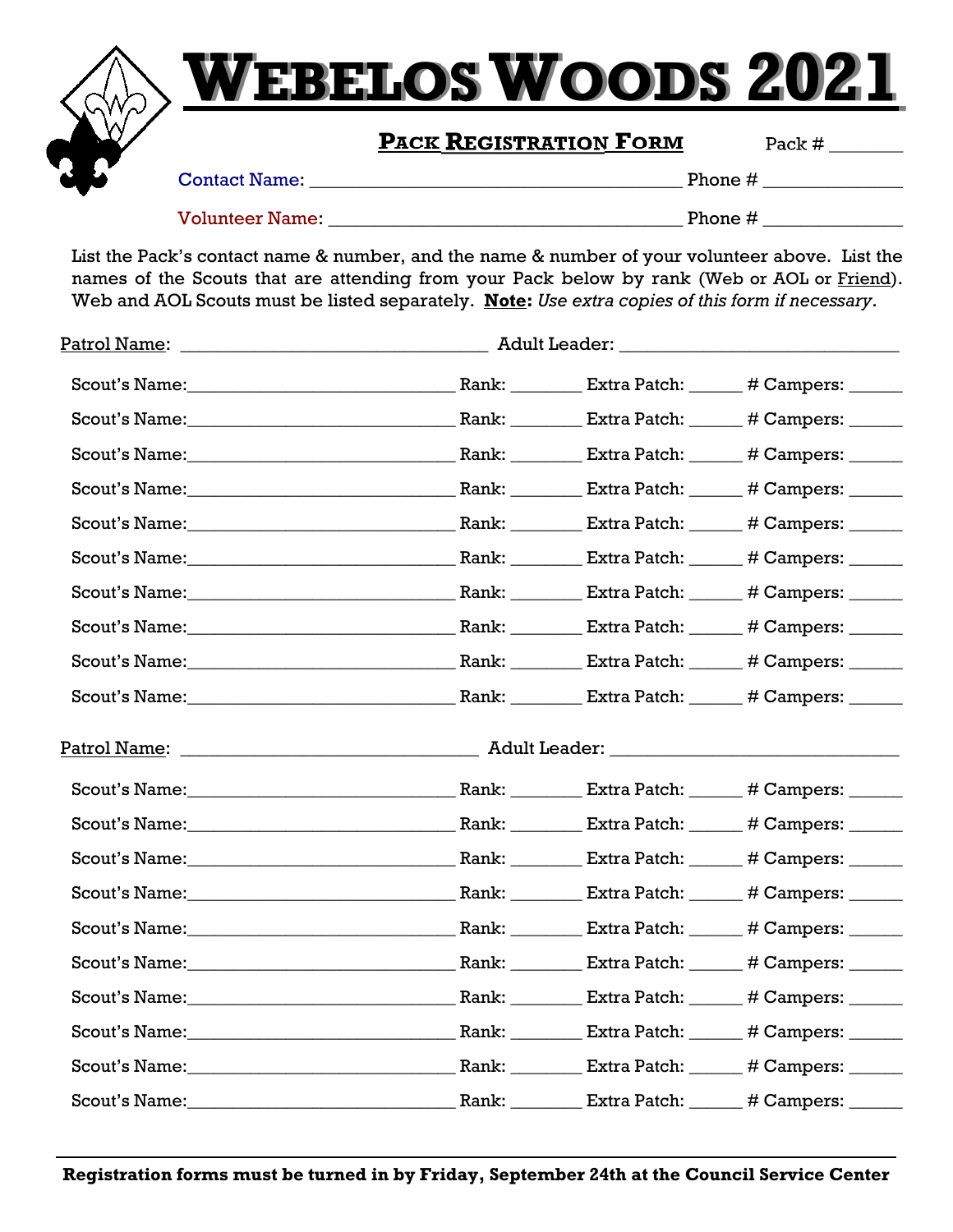# Webelos Woods 2021

**Pack Registration Form** Pack # ________

Contact Name: ________________________________________ Phone # ______________

Volunteer Name: ____________________________________ Phone # ______________

List the Pack's contact name & number, and the name & number of your volunteer above. List the names of the Scouts that are attending from your Pack below by rank (Web or AOL or Friend). Web and AOL Scouts must be listed separately. **Note:** *Use extra copies of this form if necessary*.

Patrol Name: ________________________________ Adult Leader: ______________________________

Scout's Name:____________________________ Rank: _______ Extra Patch: _____ # Campers: _____

Scout's Name:____________________________ Rank: _______ Extra Patch: _____ # Campers: _____

Scout's Name:____________________________ Rank: _______ Extra Patch: _____ # Campers: _____

Scout's Name:____________________________ Rank: _______ Extra Patch: _____ # Campers: _____

Scout's Name:____________________________ Rank: _______ Extra Patch: _____ # Campers: _____

Scout's Name:____________________________ Rank: _______ Extra Patch: _____ # Campers: _____

Scout's Name:____________________________ Rank: _______ Extra Patch: _____ # Campers: _____

Scout's Name:____________________________ Rank: _______ Extra Patch: _____ # Campers: _____

Scout's Name:____________________________ Rank: _______ Extra Patch: _____ # Campers: _____

Scout's Name:____________________________ Rank: _______ Extra Patch: _____ # Campers: _____

Patrol Name: ________________________________ Adult Leader: ______________________________

Scout's Name:____________________________ Rank: _______ Extra Patch: _____ # Campers: _____

Scout's Name:____________________________ Rank: _______ Extra Patch: _____ # Campers: _____

Scout's Name:____________________________ Rank: _______ Extra Patch: _____ # Campers: _____

Scout's Name:____________________________ Rank: _______ Extra Patch: _____ # Campers: _____

Scout's Name:____________________________ Rank: _______ Extra Patch: _____ # Campers: _____

Scout's Name:____________________________ Rank: _______ Extra Patch: _____ # Campers: _____

Scout's Name:____________________________ Rank: _______ Extra Patch: _____ # Campers: _____

Scout's Name:____________________________ Rank: _______ Extra Patch: _____ # Campers: _____

Scout's Name:____________________________ Rank: _______ Extra Patch: _____ # Campers: _____

Scout's Name:____________________________ Rank: _______ Extra Patch: _____ # Campers: _____

**Registration forms must be turned in by Friday, September 24th at the Council Service Center**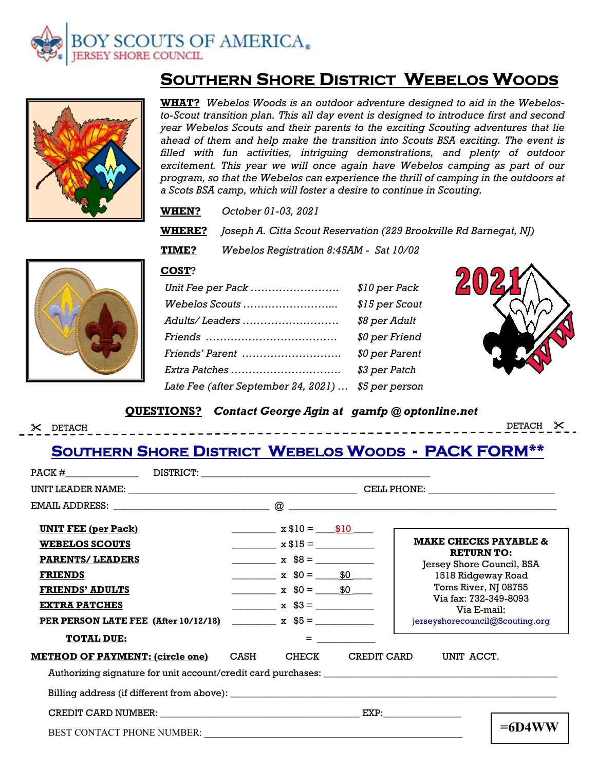BOY SCOUTS OF AMERICA
JERSEY SHORE COUNCIL

# Southern Shore District Webelos Woods

**WHAT?** *Webelos Woods is an outdoor adventure designed to aid in the Webelos-to-Scout transition plan. This all day event is designed to introduce first and second year Webelos Scouts and their parents to the exciting Scouting adventures that lie ahead of them and help make the transition into Scouts BSA exciting. The event is filled with fun activities, intriguing demonstrations, and plenty of outdoor excitement. This year we will once again have Webelos camping as part of our program, so that the Webelos can experience the thrill of camping in the outdoors at a Scots BSA camp, which will foster a desire to continue in Scouting.*

**WHEN?** *October 01-03, 2021*

**WHERE?** *Joseph A. Citta Scout Reservation (229 Brookville Rd Barnegat, NJ)*

**TIME?** *Webelos Registration 8:45AM - Sat 10/02*

**COST?**

| | |
|---|---|
| *Unit Fee per Pack ……………………* | *$10 per Pack* |
| *Webelos Scouts ……………………..* | *$15 per Scout* |
| *Adults/ Leaders ……………………* | *$8 per Adult* |
| *Friends ……………………………* | *$0 per Friend* |
| *Friends' Parent ……………………* | *$0 per Parent* |
| *Extra Patches ………………………* | *$3 per Patch* |
| *Late Fee (after September 24, 2021) …* | *$5 per person* |

2021 WW

**QUESTIONS?** ***Contact George Agin at gamfp @ optonline.net***

✂ DETACH - - - - - - - - - - - - - - - - - - - - - - - - - - - - - - - - DETACH ✂

## Southern Shore District Webelos Woods - PACK FORM**

PACK #______________ DISTRICT: ________________________________________

UNIT LEADER NAME: ________________________________________ CELL PHONE: ______________________

EMAIL ADDRESS: ____________________________ @ ______________________________________________

| | | |
|---|---|---|
| **UNIT FEE (per Pack)** | ________ x $10 = | $10 |
| **WEBELOS SCOUTS** | ________ x $15 = | __________ |
| **PARENTS/ LEADERS** | ________ x $8 = | __________ |
| **FRIENDS** | ________ x $0 = | $0 |
| **FRIENDS' ADULTS** | ________ x $0 = | $0 |
| **EXTRA PATCHES** | ________ x $3 = | __________ |
| **PER PERSON LATE FEE (After 10/12/18)** | ________ x $5 = | __________ |
| **TOTAL DUE:** | = | __________ |

**MAKE CHECKS PAYABLE & RETURN TO:**
Jersey Shore Council, BSA
1518 Ridgeway Road
Toms River, NJ 08755
Via fax: 732-349-8093
Via E-mail:
jerseyshorecouncil@Scouting.org

**METHOD OF PAYMENT: (circle one)** CASH CHECK CREDIT CARD UNIT ACCT.

Authorizing signature for unit account/credit card purchases: ________________________________________

Billing address (if different from above): ________________________________________________

CREDIT CARD NUMBER: ____________________________________ EXP:______________

BEST CONTACT PHONE NUMBER: ____________________________________________

=6D4WW